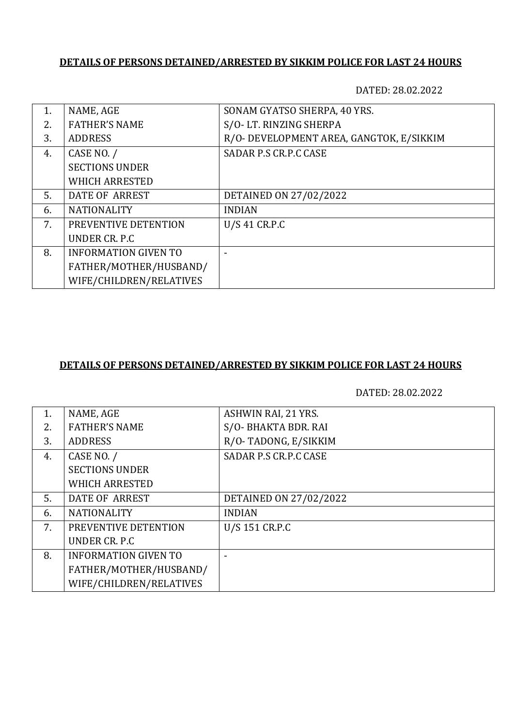**DETAILS OF PERSONS DETAINED/ARRESTED BY SIKKIM POLICE FOR LAST 24 HOURS**

DATED: 28.02.2022

| | | |
|---|---|---|
| 1. | NAME, AGE | SONAM GYATSO SHERPA, 40 YRS. |
| 2. | FATHER'S NAME | S/O- LT. RINZING SHERPA |
| 3. | ADDRESS | R/O- DEVELOPMENT AREA, GANGTOK, E/SIKKIM |
| 4. | CASE NO. / SECTIONS UNDER WHICH ARRESTED | SADAR P.S CR.P.C CASE |
| 5. | DATE OF ARREST | DETAINED ON 27/02/2022 |
| 6. | NATIONALITY | INDIAN |
| 7. | PREVENTIVE DETENTION UNDER CR. P.C | U/S 41 CR.P.C |
| 8. | INFORMATION GIVEN TO FATHER/MOTHER/HUSBAND/ WIFE/CHILDREN/RELATIVES | - |

**DETAILS OF PERSONS DETAINED/ARRESTED BY SIKKIM POLICE FOR LAST 24 HOURS**

DATED: 28.02.2022

| | | |
|---|---|---|
| 1. | NAME, AGE | ASHWIN RAI, 21 YRS. |
| 2. | FATHER'S NAME | S/O- BHAKTA BDR. RAI |
| 3. | ADDRESS | R/O- TADONG, E/SIKKIM |
| 4. | CASE NO. / SECTIONS UNDER WHICH ARRESTED | SADAR P.S CR.P.C CASE |
| 5. | DATE OF ARREST | DETAINED ON 27/02/2022 |
| 6. | NATIONALITY | INDIAN |
| 7. | PREVENTIVE DETENTION UNDER CR. P.C | U/S 151 CR.P.C |
| 8. | INFORMATION GIVEN TO FATHER/MOTHER/HUSBAND/ WIFE/CHILDREN/RELATIVES | - |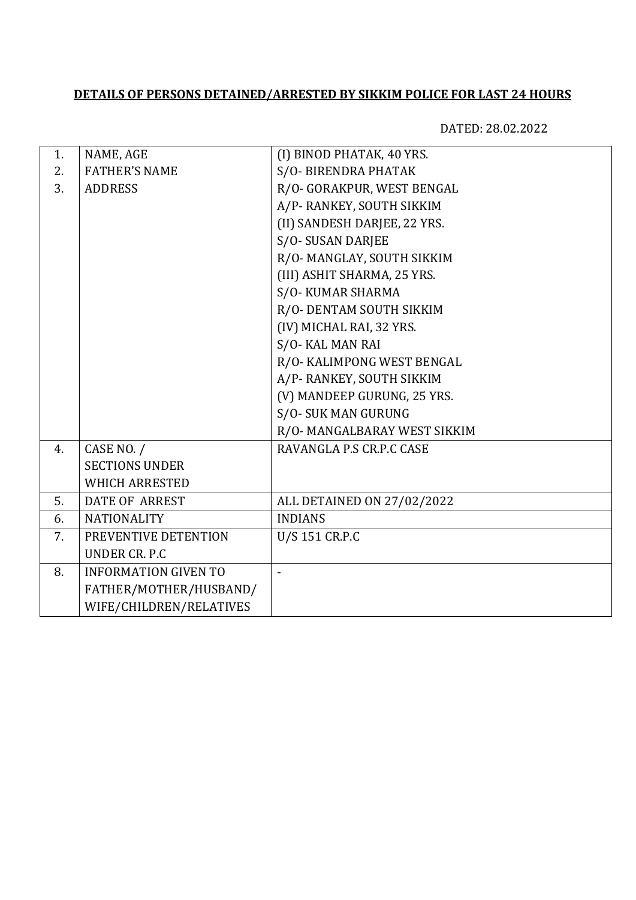**DETAILS OF PERSONS DETAINED/ARRESTED BY SIKKIM POLICE FOR LAST 24 HOURS**

DATED: 28.02.2022

| | | |
|---|---|---|
| 1.<br>2.<br>3. | NAME, AGE<br>FATHER'S NAME<br>ADDRESS | (I) BINOD PHATAK, 40 YRS.<br>S/O- BIRENDRA PHATAK<br>R/O- GORAKPUR, WEST BENGAL<br>A/P- RANKEY, SOUTH SIKKIM<br>(II) SANDESH DARJEE, 22 YRS.<br>S/O- SUSAN DARJEE<br>R/O- MANGLAY, SOUTH SIKKIM<br>(III) ASHIT SHARMA, 25 YRS.<br>S/O- KUMAR SHARMA<br>R/O- DENTAM SOUTH SIKKIM<br>(IV) MICHAL RAI, 32 YRS.<br>S/O- KAL MAN RAI<br>R/O- KALIMPONG WEST BENGAL<br>A/P- RANKEY, SOUTH SIKKIM<br>(V) MANDEEP GURUNG, 25 YRS.<br>S/O- SUK MAN GURUNG<br>R/O- MANGALBARAY WEST SIKKIM |
| 4. | CASE NO. /<br>SECTIONS UNDER<br>WHICH ARRESTED | RAVANGLA P.S CR.P.C CASE |
| 5. | DATE OF ARREST | ALL DETAINED ON 27/02/2022 |
| 6. | NATIONALITY | INDIANS |
| 7. | PREVENTIVE DETENTION<br>UNDER CR. P.C | U/S 151 CR.P.C |
| 8. | INFORMATION GIVEN TO<br>FATHER/MOTHER/HUSBAND/<br>WIFE/CHILDREN/RELATIVES | - |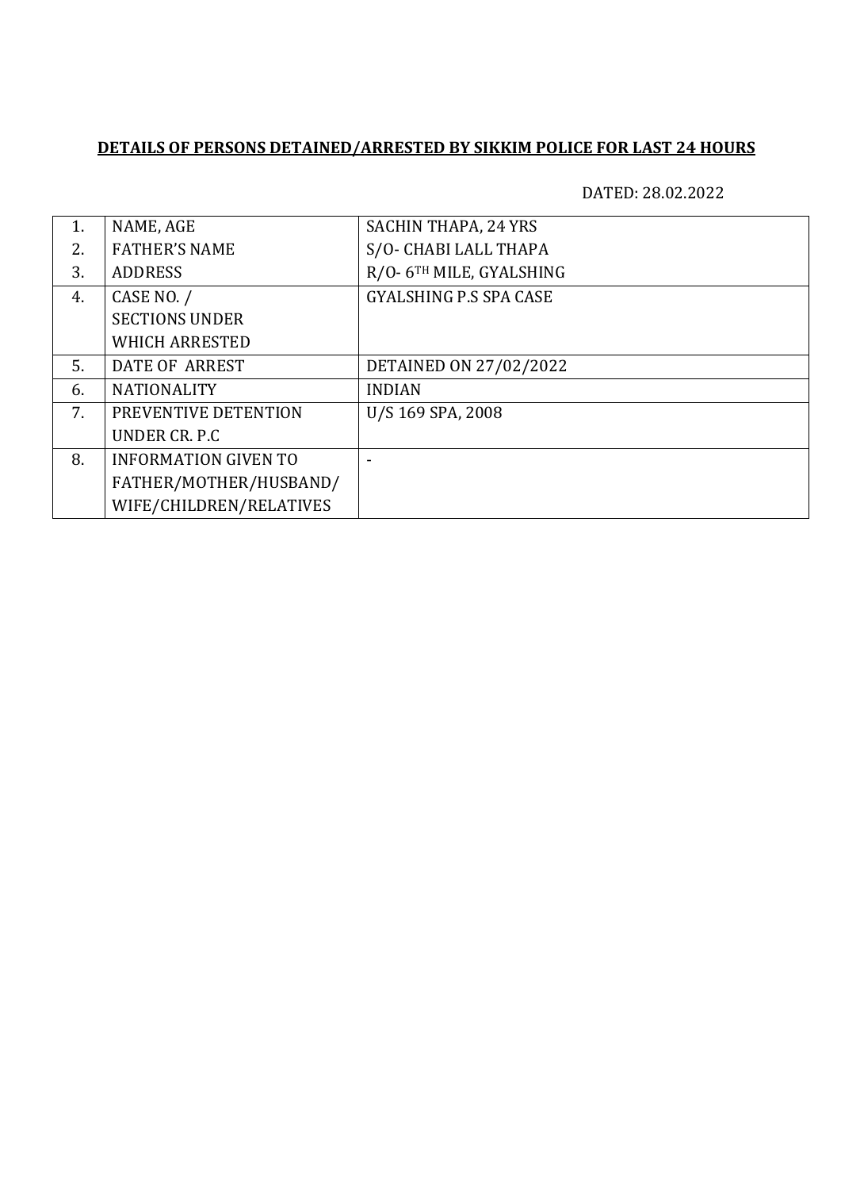**DETAILS OF PERSONS DETAINED/ARRESTED BY SIKKIM POLICE FOR LAST 24 HOURS**

DATED: 28.02.2022

| | | |
|---|---|---|
| 1. | NAME, AGE | SACHIN THAPA, 24 YRS |
| 2. | FATHER'S NAME | S/O- CHABI LALL THAPA |
| 3. | ADDRESS | R/O- 6TH MILE, GYALSHING |
| 4. | CASE NO. / SECTIONS UNDER WHICH ARRESTED | GYALSHING P.S SPA CASE |
| 5. | DATE OF ARREST | DETAINED ON 27/02/2022 |
| 6. | NATIONALITY | INDIAN |
| 7. | PREVENTIVE DETENTION UNDER CR. P.C | U/S 169 SPA, 2008 |
| 8. | INFORMATION GIVEN TO FATHER/MOTHER/HUSBAND/ WIFE/CHILDREN/RELATIVES | - |